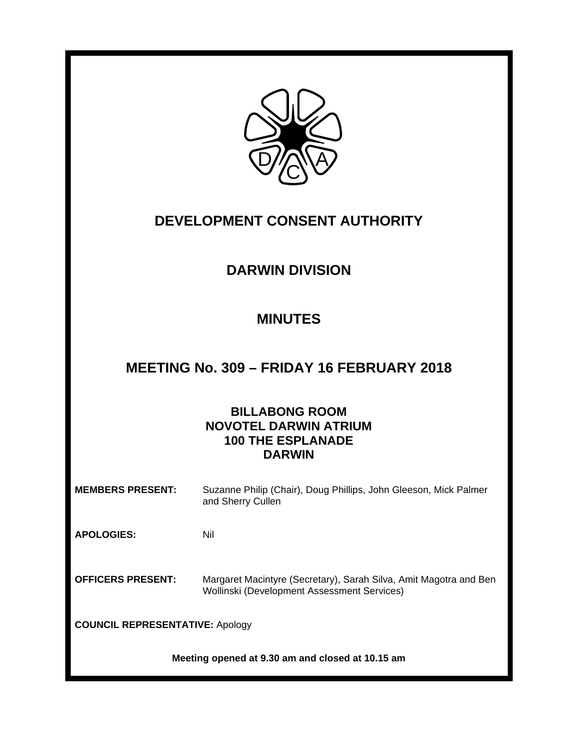# DEVELOPMENT CONSENT AUTHORITY

## DARWIN DIVISION

## MINUTES

## MEETING No. 309 – FRIDAY 16 FEBRUARY 2018

**BILLABONG ROOM**
**NOVOTEL DARWIN ATRIUM**
**100 THE ESPLANADE**
**DARWIN**

**MEMBERS PRESENT:** Suzanne Philip (Chair), Doug Phillips, John Gleeson, Mick Palmer and Sherry Cullen

**APOLOGIES:** Nil

**OFFICERS PRESENT:** Margaret Macintyre (Secretary), Sarah Silva, Amit Magotra and Ben Wollinski (Development Assessment Services)

**COUNCIL REPRESENTATIVE:** Apology

**Meeting opened at 9.30 am and closed at 10.15 am**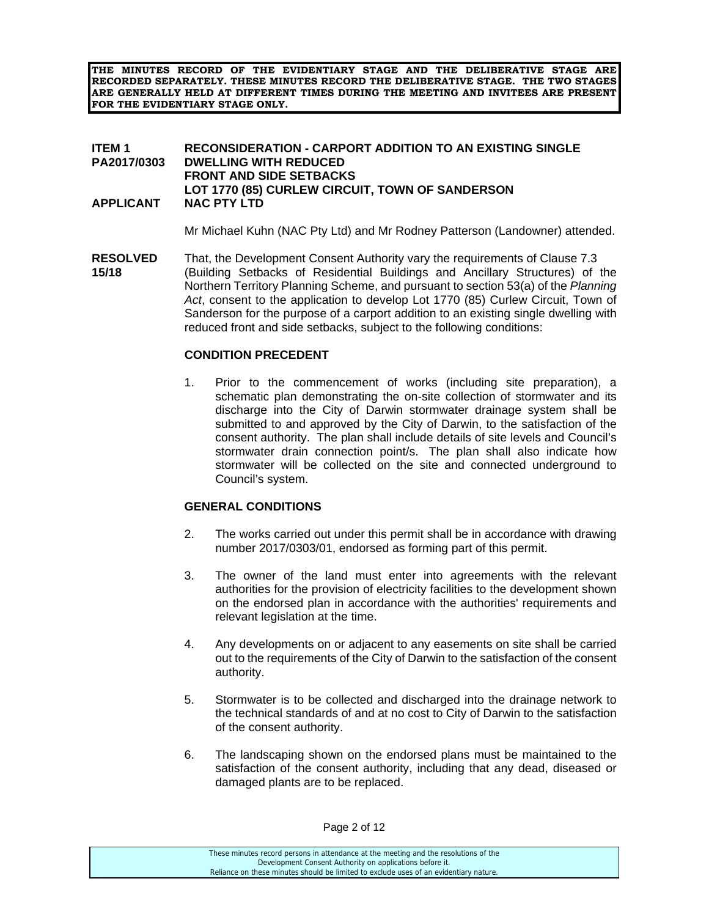**THE MINUTES RECORD OF THE EVIDENTIARY STAGE AND THE DELIBERATIVE STAGE ARE RECORDED SEPARATELY. THESE MINUTES RECORD THE DELIBERATIVE STAGE. THE TWO STAGES ARE GENERALLY HELD AT DIFFERENT TIMES DURING THE MEETING AND INVITEES ARE PRESENT FOR THE EVIDENTIARY STAGE ONLY.**

**ITEM 1** **RECONSIDERATION - CARPORT ADDITION TO AN EXISTING SINGLE**
**PA2017/0303** **DWELLING WITH REDUCED FRONT AND SIDE SETBACKS**
**LOT 1770 (85) CURLEW CIRCUIT, TOWN OF SANDERSON**
**APPLICANT** **NAC PTY LTD**

Mr Michael Kuhn (NAC Pty Ltd) and Mr Rodney Patterson (Landowner) attended.

**RESOLVED 15/18** That, the Development Consent Authority vary the requirements of Clause 7.3 (Building Setbacks of Residential Buildings and Ancillary Structures) of the Northern Territory Planning Scheme, and pursuant to section 53(a) of the *Planning Act*, consent to the application to develop Lot 1770 (85) Curlew Circuit, Town of Sanderson for the purpose of a carport addition to an existing single dwelling with reduced front and side setbacks, subject to the following conditions:

**CONDITION PRECEDENT**

1. Prior to the commencement of works (including site preparation), a schematic plan demonstrating the on-site collection of stormwater and its discharge into the City of Darwin stormwater drainage system shall be submitted to and approved by the City of Darwin, to the satisfaction of the consent authority. The plan shall include details of site levels and Council's stormwater drain connection point/s. The plan shall also indicate how stormwater will be collected on the site and connected underground to Council's system.

**GENERAL CONDITIONS**

2. The works carried out under this permit shall be in accordance with drawing number 2017/0303/01, endorsed as forming part of this permit.

3. The owner of the land must enter into agreements with the relevant authorities for the provision of electricity facilities to the development shown on the endorsed plan in accordance with the authorities' requirements and relevant legislation at the time.

4. Any developments on or adjacent to any easements on site shall be carried out to the requirements of the City of Darwin to the satisfaction of the consent authority.

5. Stormwater is to be collected and discharged into the drainage network to the technical standards of and at no cost to City of Darwin to the satisfaction of the consent authority.

6. The landscaping shown on the endorsed plans must be maintained to the satisfaction of the consent authority, including that any dead, diseased or damaged plants are to be replaced.

These minutes record persons in attendance at the meeting and the resolutions of the Development Consent Authority on applications before it.
Reliance on these minutes should be limited to exclude uses of an evidentiary nature.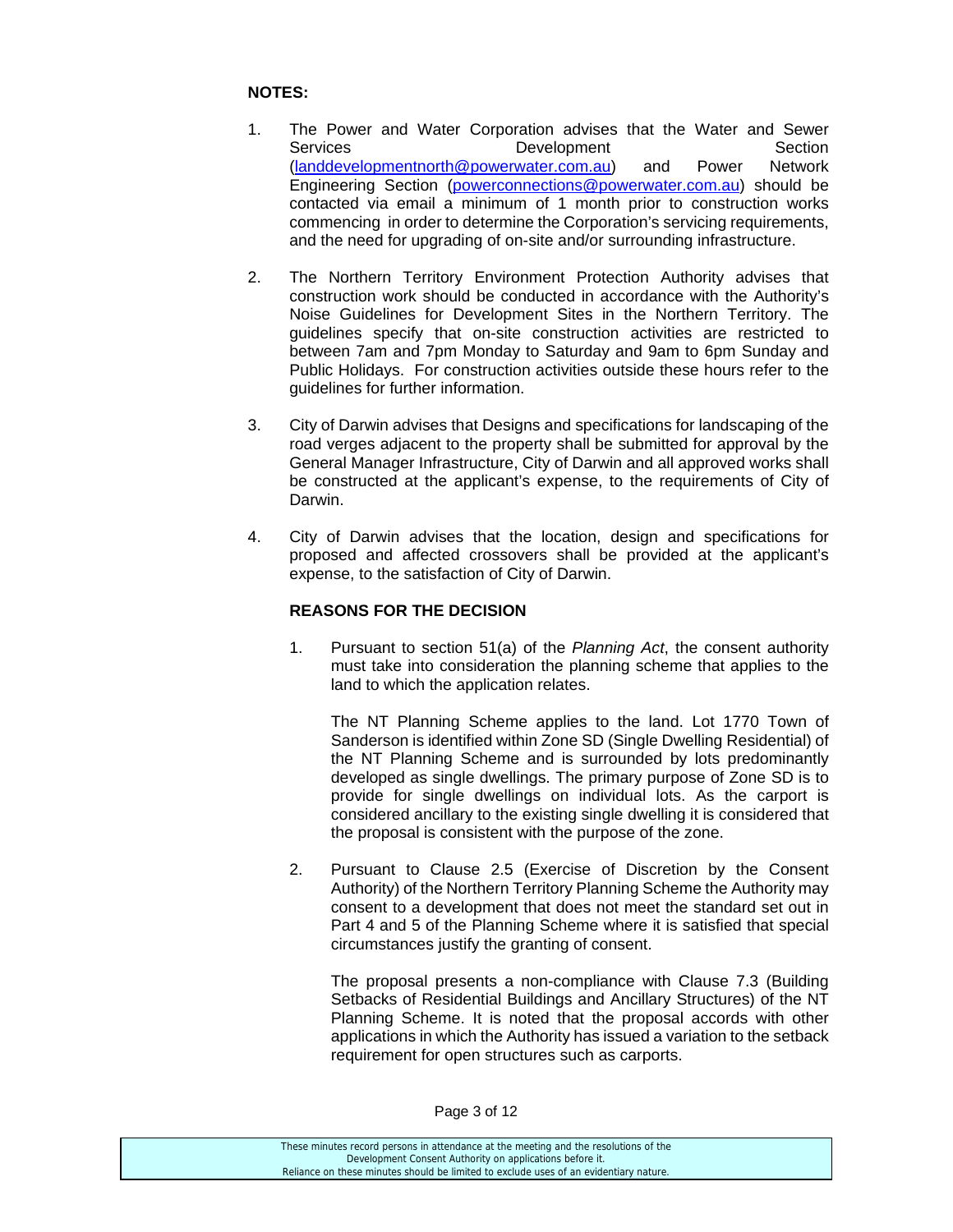**NOTES:**

1. The Power and Water Corporation advises that the Water and Sewer Services Development Section (landdevelopmentnorth@powerwater.com.au) and Power Network Engineering Section (powerconnections@powerwater.com.au) should be contacted via email a minimum of 1 month prior to construction works commencing in order to determine the Corporation's servicing requirements, and the need for upgrading of on-site and/or surrounding infrastructure.

2. The Northern Territory Environment Protection Authority advises that construction work should be conducted in accordance with the Authority's Noise Guidelines for Development Sites in the Northern Territory. The guidelines specify that on-site construction activities are restricted to between 7am and 7pm Monday to Saturday and 9am to 6pm Sunday and Public Holidays. For construction activities outside these hours refer to the guidelines for further information.

3. City of Darwin advises that Designs and specifications for landscaping of the road verges adjacent to the property shall be submitted for approval by the General Manager Infrastructure, City of Darwin and all approved works shall be constructed at the applicant's expense, to the requirements of City of Darwin.

4. City of Darwin advises that the location, design and specifications for proposed and affected crossovers shall be provided at the applicant's expense, to the satisfaction of City of Darwin.

**REASONS FOR THE DECISION**

1. Pursuant to section 51(a) of the *Planning Act*, the consent authority must take into consideration the planning scheme that applies to the land to which the application relates.

   The NT Planning Scheme applies to the land. Lot 1770 Town of Sanderson is identified within Zone SD (Single Dwelling Residential) of the NT Planning Scheme and is surrounded by lots predominantly developed as single dwellings. The primary purpose of Zone SD is to provide for single dwellings on individual lots. As the carport is considered ancillary to the existing single dwelling it is considered that the proposal is consistent with the purpose of the zone.

2. Pursuant to Clause 2.5 (Exercise of Discretion by the Consent Authority) of the Northern Territory Planning Scheme the Authority may consent to a development that does not meet the standard set out in Part 4 and 5 of the Planning Scheme where it is satisfied that special circumstances justify the granting of consent.

   The proposal presents a non-compliance with Clause 7.3 (Building Setbacks of Residential Buildings and Ancillary Structures) of the NT Planning Scheme. It is noted that the proposal accords with other applications in which the Authority has issued a variation to the setback requirement for open structures such as carports.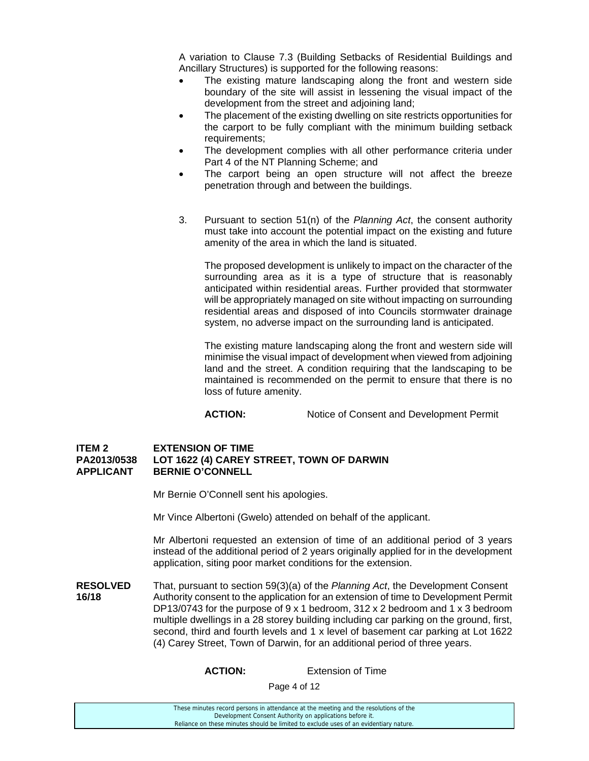A variation to Clause 7.3 (Building Setbacks of Residential Buildings and Ancillary Structures) is supported for the following reasons:

- The existing mature landscaping along the front and western side boundary of the site will assist in lessening the visual impact of the development from the street and adjoining land;
- The placement of the existing dwelling on site restricts opportunities for the carport to be fully compliant with the minimum building setback requirements;
- The development complies with all other performance criteria under Part 4 of the NT Planning Scheme; and
- The carport being an open structure will not affect the breeze penetration through and between the buildings.

3. Pursuant to section 51(n) of the *Planning Act*, the consent authority must take into account the potential impact on the existing and future amenity of the area in which the land is situated.

   The proposed development is unlikely to impact on the character of the surrounding area as it is a type of structure that is reasonably anticipated within residential areas. Further provided that stormwater will be appropriately managed on site without impacting on surrounding residential areas and disposed of into Councils stormwater drainage system, no adverse impact on the surrounding land is anticipated.

   The existing mature landscaping along the front and western side will minimise the visual impact of development when viewed from adjoining land and the street. A condition requiring that the landscaping to be maintained is recommended on the permit to ensure that there is no loss of future amenity.

**ACTION:** Notice of Consent and Development Permit

**ITEM 2 EXTENSION OF TIME**
**PA2013/0538 LOT 1622 (4) CAREY STREET, TOWN OF DARWIN**
**APPLICANT BERNIE O'CONNELL**

Mr Bernie O'Connell sent his apologies.

Mr Vince Albertoni (Gwelo) attended on behalf of the applicant.

Mr Albertoni requested an extension of time of an additional period of 3 years instead of the additional period of 2 years originally applied for in the development application, siting poor market conditions for the extension.

**RESOLVED 16/18** That, pursuant to section 59(3)(a) of the *Planning Act*, the Development Consent Authority consent to the application for an extension of time to Development Permit DP13/0743 for the purpose of 9 x 1 bedroom, 312 x 2 bedroom and 1 x 3 bedroom multiple dwellings in a 28 storey building including car parking on the ground, first, second, third and fourth levels and 1 x level of basement car parking at Lot 1622 (4) Carey Street, Town of Darwin, for an additional period of three years.

**ACTION:** Extension of Time

These minutes record persons in attendance at the meeting and the resolutions of the Development Consent Authority on applications before it. Reliance on these minutes should be limited to exclude uses of an evidentiary nature.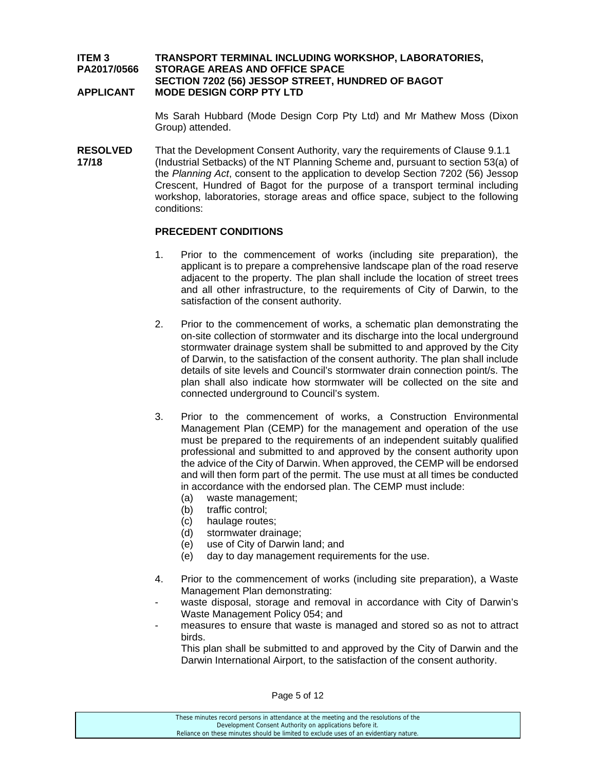**ITEM 3** **TRANSPORT TERMINAL INCLUDING WORKSHOP, LABORATORIES,**
**PA2017/0566** **STORAGE AREAS AND OFFICE SPACE**
**SECTION 7202 (56) JESSOP STREET, HUNDRED OF BAGOT**
**APPLICANT** **MODE DESIGN CORP PTY LTD**

Ms Sarah Hubbard (Mode Design Corp Pty Ltd) and Mr Mathew Moss (Dixon Group) attended.

**RESOLVED 17/18**

That the Development Consent Authority, vary the requirements of Clause 9.1.1 (Industrial Setbacks) of the NT Planning Scheme and, pursuant to section 53(a) of the *Planning Act*, consent to the application to develop Section 7202 (56) Jessop Crescent, Hundred of Bagot for the purpose of a transport terminal including workshop, laboratories, storage areas and office space, subject to the following conditions:

**PRECEDENT CONDITIONS**

1. Prior to the commencement of works (including site preparation), the applicant is to prepare a comprehensive landscape plan of the road reserve adjacent to the property. The plan shall include the location of street trees and all other infrastructure, to the requirements of City of Darwin, to the satisfaction of the consent authority.

2. Prior to the commencement of works, a schematic plan demonstrating the on-site collection of stormwater and its discharge into the local underground stormwater drainage system shall be submitted to and approved by the City of Darwin, to the satisfaction of the consent authority. The plan shall include details of site levels and Council's stormwater drain connection point/s. The plan shall also indicate how stormwater will be collected on the site and connected underground to Council's system.

3. Prior to the commencement of works, a Construction Environmental Management Plan (CEMP) for the management and operation of the use must be prepared to the requirements of an independent suitably qualified professional and submitted to and approved by the consent authority upon the advice of the City of Darwin. When approved, the CEMP will be endorsed and will then form part of the permit. The use must at all times be conducted in accordance with the endorsed plan. The CEMP must include:
   (a) waste management;
   (b) traffic control;
   (c) haulage routes;
   (d) stormwater drainage;
   (e) use of City of Darwin land; and
   (e) day to day management requirements for the use.

4. Prior to the commencement of works (including site preparation), a Waste Management Plan demonstrating:
   - waste disposal, storage and removal in accordance with City of Darwin's Waste Management Policy 054; and
   - measures to ensure that waste is managed and stored so as not to attract birds.

   This plan shall be submitted to and approved by the City of Darwin and the Darwin International Airport, to the satisfaction of the consent authority.

These minutes record persons in attendance at the meeting and the resolutions of the Development Consent Authority on applications before it. Reliance on these minutes should be limited to exclude uses of an evidentiary nature.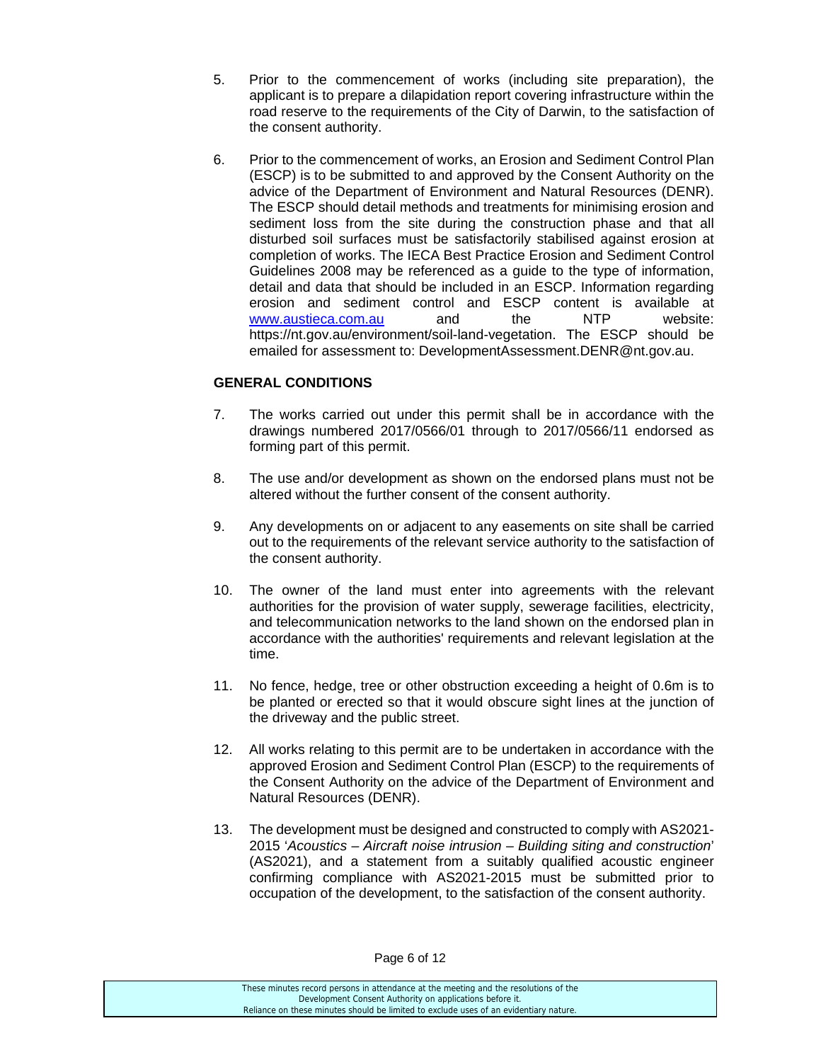5. Prior to the commencement of works (including site preparation), the applicant is to prepare a dilapidation report covering infrastructure within the road reserve to the requirements of the City of Darwin, to the satisfaction of the consent authority.

6. Prior to the commencement of works, an Erosion and Sediment Control Plan (ESCP) is to be submitted to and approved by the Consent Authority on the advice of the Department of Environment and Natural Resources (DENR). The ESCP should detail methods and treatments for minimising erosion and sediment loss from the site during the construction phase and that all disturbed soil surfaces must be satisfactorily stabilised against erosion at completion of works. The IECA Best Practice Erosion and Sediment Control Guidelines 2008 may be referenced as a guide to the type of information, detail and data that should be included in an ESCP. Information regarding erosion and sediment control and ESCP content is available at [www.austieca.com.au](http://www.austieca.com.au) and the NTP website: https://nt.gov.au/environment/soil-land-vegetation. The ESCP should be emailed for assessment to: DevelopmentAssessment.DENR@nt.gov.au.

**GENERAL CONDITIONS**

7. The works carried out under this permit shall be in accordance with the drawings numbered 2017/0566/01 through to 2017/0566/11 endorsed as forming part of this permit.

8. The use and/or development as shown on the endorsed plans must not be altered without the further consent of the consent authority.

9. Any developments on or adjacent to any easements on site shall be carried out to the requirements of the relevant service authority to the satisfaction of the consent authority.

10. The owner of the land must enter into agreements with the relevant authorities for the provision of water supply, sewerage facilities, electricity, and telecommunication networks to the land shown on the endorsed plan in accordance with the authorities' requirements and relevant legislation at the time.

11. No fence, hedge, tree or other obstruction exceeding a height of 0.6m is to be planted or erected so that it would obscure sight lines at the junction of the driveway and the public street.

12. All works relating to this permit are to be undertaken in accordance with the approved Erosion and Sediment Control Plan (ESCP) to the requirements of the Consent Authority on the advice of the Department of Environment and Natural Resources (DENR).

13. The development must be designed and constructed to comply with AS2021-2015 '*Acoustics – Aircraft noise intrusion – Building siting and construction*' (AS2021), and a statement from a suitably qualified acoustic engineer confirming compliance with AS2021-2015 must be submitted prior to occupation of the development, to the satisfaction of the consent authority.

These minutes record persons in attendance at the meeting and the resolutions of the Development Consent Authority on applications before it.
Reliance on these minutes should be limited to exclude uses of an evidentiary nature.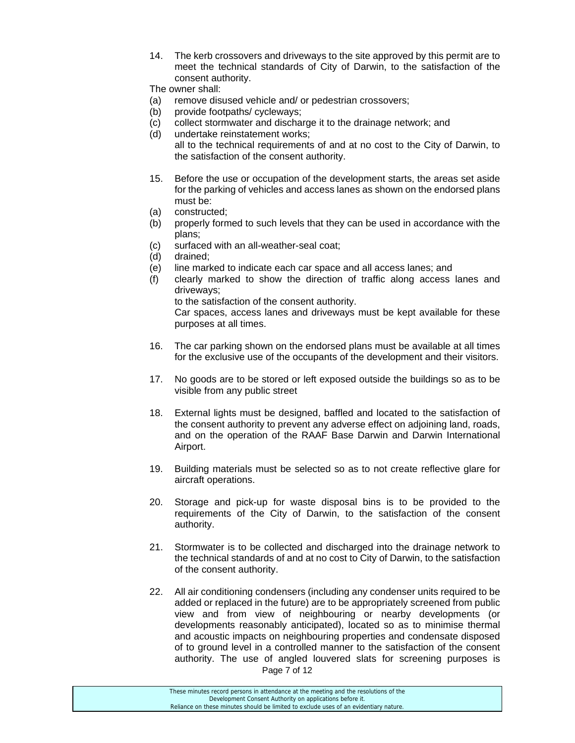14. The kerb crossovers and driveways to the site approved by this permit are to meet the technical standards of City of Darwin, to the satisfaction of the consent authority.

The owner shall:

(a) remove disused vehicle and/ or pedestrian crossovers;
(b) provide footpaths/ cycleways;
(c) collect stormwater and discharge it to the drainage network; and
(d) undertake reinstatement works;

all to the technical requirements of and at no cost to the City of Darwin, to the satisfaction of the consent authority.

15. Before the use or occupation of the development starts, the areas set aside for the parking of vehicles and access lanes as shown on the endorsed plans must be:

(a) constructed;
(b) properly formed to such levels that they can be used in accordance with the plans;
(c) surfaced with an all-weather-seal coat;
(d) drained;
(e) line marked to indicate each car space and all access lanes; and
(f) clearly marked to show the direction of traffic along access lanes and driveways;

to the satisfaction of the consent authority.

Car spaces, access lanes and driveways must be kept available for these purposes at all times.

16. The car parking shown on the endorsed plans must be available at all times for the exclusive use of the occupants of the development and their visitors.

17. No goods are to be stored or left exposed outside the buildings so as to be visible from any public street

18. External lights must be designed, baffled and located to the satisfaction of the consent authority to prevent any adverse effect on adjoining land, roads, and on the operation of the RAAF Base Darwin and Darwin International Airport.

19. Building materials must be selected so as to not create reflective glare for aircraft operations.

20. Storage and pick-up for waste disposal bins is to be provided to the requirements of the City of Darwin, to the satisfaction of the consent authority.

21. Stormwater is to be collected and discharged into the drainage network to the technical standards of and at no cost to City of Darwin, to the satisfaction of the consent authority.

22. All air conditioning condensers (including any condenser units required to be added or replaced in the future) are to be appropriately screened from public view and from view of neighbouring or nearby developments (or developments reasonably anticipated), located so as to minimise thermal and acoustic impacts on neighbouring properties and condensate disposed of to ground level in a controlled manner to the satisfaction of the consent authority. The use of angled louvered slats for screening purposes is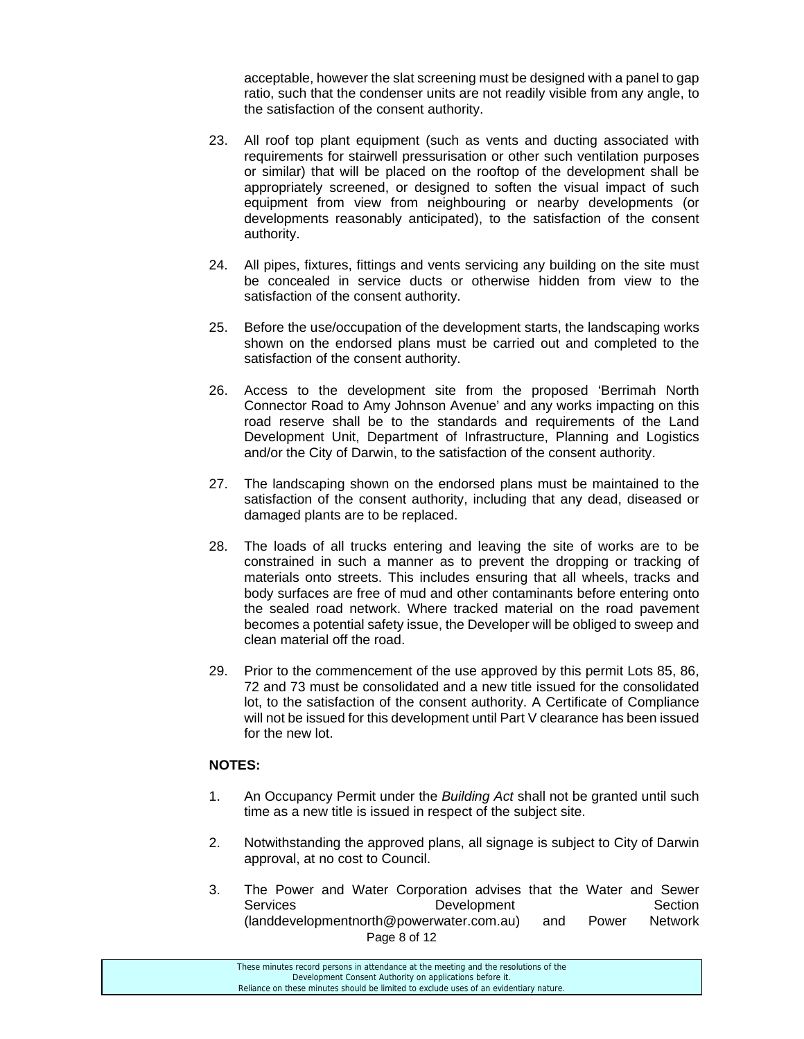acceptable, however the slat screening must be designed with a panel to gap ratio, such that the condenser units are not readily visible from any angle, to the satisfaction of the consent authority.

23. All roof top plant equipment (such as vents and ducting associated with requirements for stairwell pressurisation or other such ventilation purposes or similar) that will be placed on the rooftop of the development shall be appropriately screened, or designed to soften the visual impact of such equipment from view from neighbouring or nearby developments (or developments reasonably anticipated), to the satisfaction of the consent authority.

24. All pipes, fixtures, fittings and vents servicing any building on the site must be concealed in service ducts or otherwise hidden from view to the satisfaction of the consent authority.

25. Before the use/occupation of the development starts, the landscaping works shown on the endorsed plans must be carried out and completed to the satisfaction of the consent authority.

26. Access to the development site from the proposed 'Berrimah North Connector Road to Amy Johnson Avenue' and any works impacting on this road reserve shall be to the standards and requirements of the Land Development Unit, Department of Infrastructure, Planning and Logistics and/or the City of Darwin, to the satisfaction of the consent authority.

27. The landscaping shown on the endorsed plans must be maintained to the satisfaction of the consent authority, including that any dead, diseased or damaged plants are to be replaced.

28. The loads of all trucks entering and leaving the site of works are to be constrained in such a manner as to prevent the dropping or tracking of materials onto streets. This includes ensuring that all wheels, tracks and body surfaces are free of mud and other contaminants before entering onto the sealed road network. Where tracked material on the road pavement becomes a potential safety issue, the Developer will be obliged to sweep and clean material off the road.

29. Prior to the commencement of the use approved by this permit Lots 85, 86, 72 and 73 must be consolidated and a new title issued for the consolidated lot, to the satisfaction of the consent authority. A Certificate of Compliance will not be issued for this development until Part V clearance has been issued for the new lot.

**NOTES:**

1. An Occupancy Permit under the *Building Act* shall not be granted until such time as a new title is issued in respect of the subject site.

2. Notwithstanding the approved plans, all signage is subject to City of Darwin approval, at no cost to Council.

3. The Power and Water Corporation advises that the Water and Sewer Services Development Section (landdevelopmentnorth@powerwater.com.au) and Power Network

These minutes record persons in attendance at the meeting and the resolutions of the Development Consent Authority on applications before it. Reliance on these minutes should be limited to exclude uses of an evidentiary nature.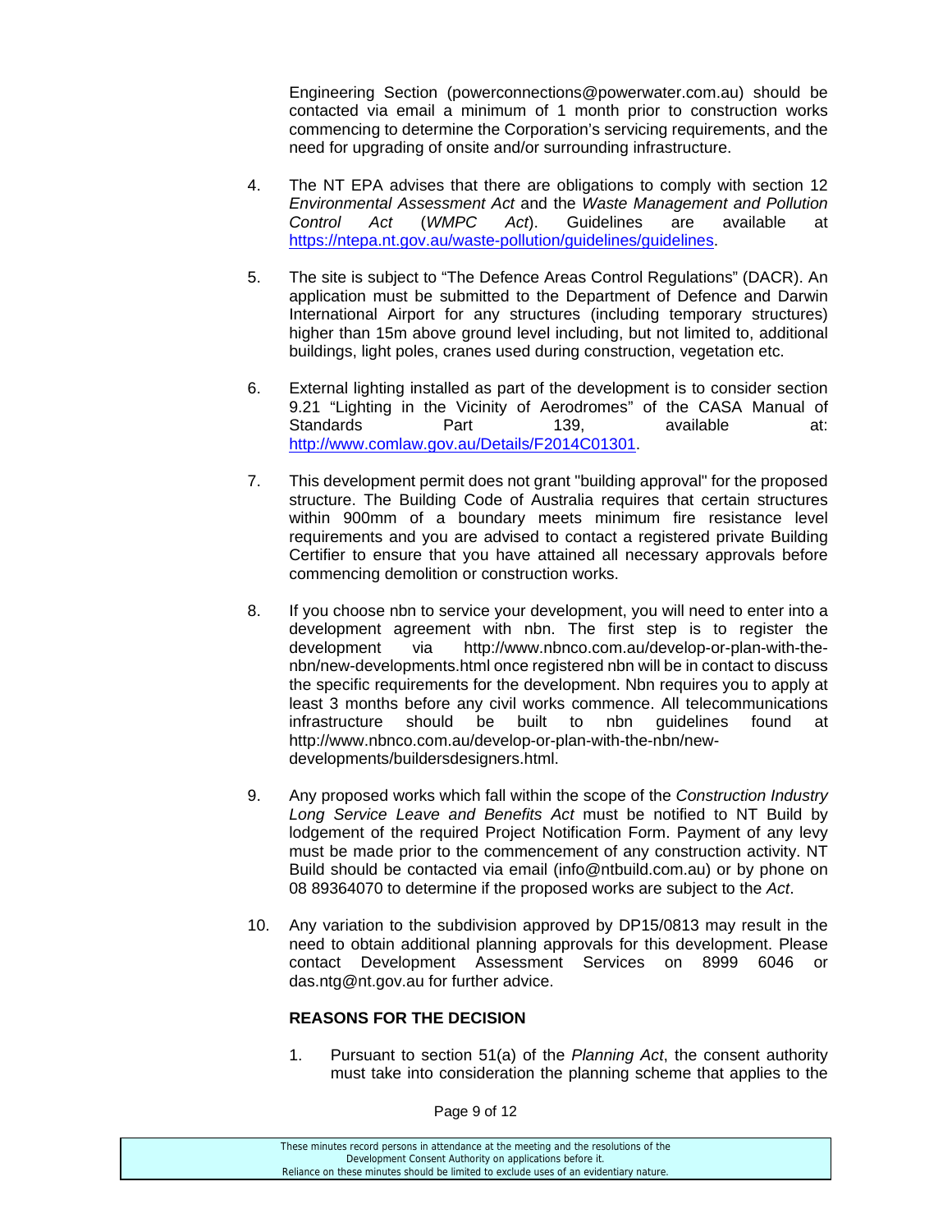Engineering Section (powerconnections@powerwater.com.au) should be contacted via email a minimum of 1 month prior to construction works commencing to determine the Corporation's servicing requirements, and the need for upgrading of onsite and/or surrounding infrastructure.

4. The NT EPA advises that there are obligations to comply with section 12 *Environmental Assessment Act* and the *Waste Management and Pollution Control Act* (*WMPC Act*). Guidelines are available at https://ntepa.nt.gov.au/waste-pollution/guidelines/guidelines.

5. The site is subject to "The Defence Areas Control Regulations" (DACR). An application must be submitted to the Department of Defence and Darwin International Airport for any structures (including temporary structures) higher than 15m above ground level including, but not limited to, additional buildings, light poles, cranes used during construction, vegetation etc.

6. External lighting installed as part of the development is to consider section 9.21 "Lighting in the Vicinity of Aerodromes" of the CASA Manual of Standards Part 139, available at: http://www.comlaw.gov.au/Details/F2014C01301.

7. This development permit does not grant "building approval" for the proposed structure. The Building Code of Australia requires that certain structures within 900mm of a boundary meets minimum fire resistance level requirements and you are advised to contact a registered private Building Certifier to ensure that you have attained all necessary approvals before commencing demolition or construction works.

8. If you choose nbn to service your development, you will need to enter into a development agreement with nbn. The first step is to register the development via http://www.nbnco.com.au/develop-or-plan-with-the-nbn/new-developments.html once registered nbn will be in contact to discuss the specific requirements for the development. Nbn requires you to apply at least 3 months before any civil works commence. All telecommunications infrastructure should be built to nbn guidelines found at http://www.nbnco.com.au/develop-or-plan-with-the-nbn/new-developments/buildersdesigners.html.

9. Any proposed works which fall within the scope of the *Construction Industry Long Service Leave and Benefits Act* must be notified to NT Build by lodgement of the required Project Notification Form. Payment of any levy must be made prior to the commencement of any construction activity. NT Build should be contacted via email (info@ntbuild.com.au) or by phone on 08 89364070 to determine if the proposed works are subject to the *Act*.

10. Any variation to the subdivision approved by DP15/0813 may result in the need to obtain additional planning approvals for this development. Please contact Development Assessment Services on 8999 6046 or das.ntg@nt.gov.au for further advice.

**REASONS FOR THE DECISION**

1. Pursuant to section 51(a) of the *Planning Act*, the consent authority must take into consideration the planning scheme that applies to the

These minutes record persons in attendance at the meeting and the resolutions of the Development Consent Authority on applications before it. Reliance on these minutes should be limited to exclude uses of an evidentiary nature.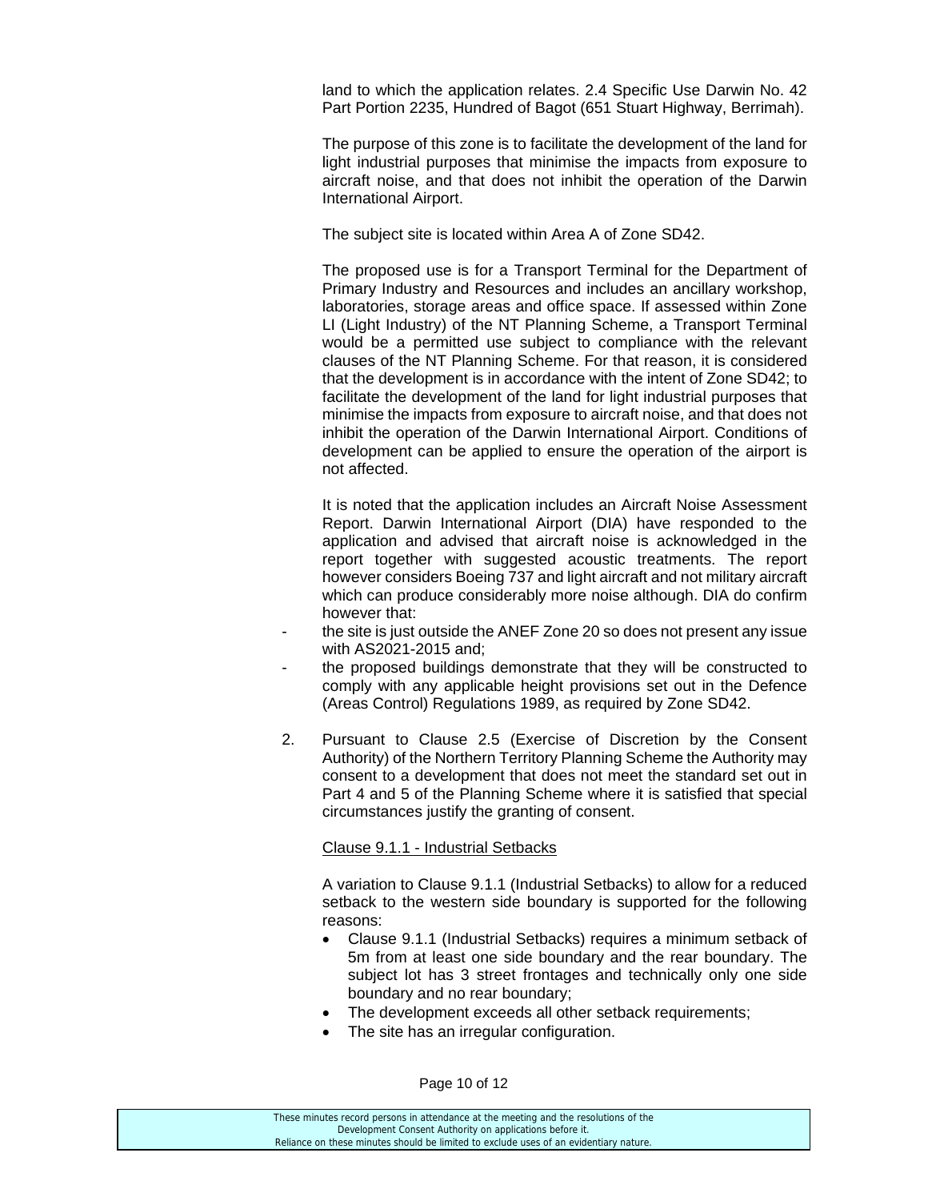land to which the application relates. 2.4 Specific Use Darwin No. 42 Part Portion 2235, Hundred of Bagot (651 Stuart Highway, Berrimah).

The purpose of this zone is to facilitate the development of the land for light industrial purposes that minimise the impacts from exposure to aircraft noise, and that does not inhibit the operation of the Darwin International Airport.

The subject site is located within Area A of Zone SD42.

The proposed use is for a Transport Terminal for the Department of Primary Industry and Resources and includes an ancillary workshop, laboratories, storage areas and office space. If assessed within Zone LI (Light Industry) of the NT Planning Scheme, a Transport Terminal would be a permitted use subject to compliance with the relevant clauses of the NT Planning Scheme. For that reason, it is considered that the development is in accordance with the intent of Zone SD42; to facilitate the development of the land for light industrial purposes that minimise the impacts from exposure to aircraft noise, and that does not inhibit the operation of the Darwin International Airport. Conditions of development can be applied to ensure the operation of the airport is not affected.

It is noted that the application includes an Aircraft Noise Assessment Report. Darwin International Airport (DIA) have responded to the application and advised that aircraft noise is acknowledged in the report together with suggested acoustic treatments. The report however considers Boeing 737 and light aircraft and not military aircraft which can produce considerably more noise although. DIA do confirm however that:

- the site is just outside the ANEF Zone 20 so does not present any issue with AS2021-2015 and;
- the proposed buildings demonstrate that they will be constructed to comply with any applicable height provisions set out in the Defence (Areas Control) Regulations 1989, as required by Zone SD42.

2. Pursuant to Clause 2.5 (Exercise of Discretion by the Consent Authority) of the Northern Territory Planning Scheme the Authority may consent to a development that does not meet the standard set out in Part 4 and 5 of the Planning Scheme where it is satisfied that special circumstances justify the granting of consent.

   <u>Clause 9.1.1 - Industrial Setbacks</u>

   A variation to Clause 9.1.1 (Industrial Setbacks) to allow for a reduced setback to the western side boundary is supported for the following reasons:

   - Clause 9.1.1 (Industrial Setbacks) requires a minimum setback of 5m from at least one side boundary and the rear boundary. The subject lot has 3 street frontages and technically only one side boundary and no rear boundary;
   - The development exceeds all other setback requirements;
   - The site has an irregular configuration.

These minutes record persons in attendance at the meeting and the resolutions of the Development Consent Authority on applications before it.
Reliance on these minutes should be limited to exclude uses of an evidentiary nature.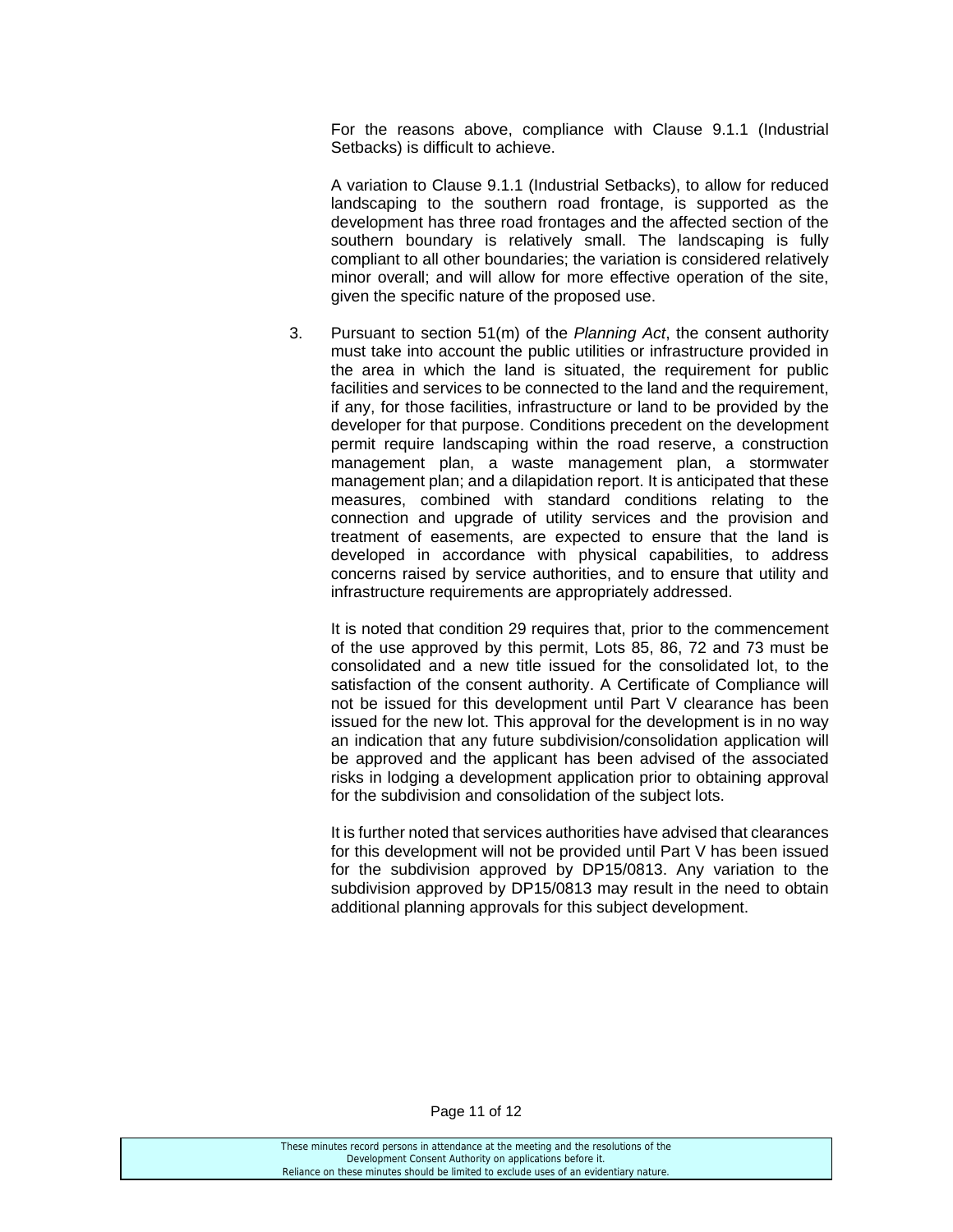For the reasons above, compliance with Clause 9.1.1 (Industrial Setbacks) is difficult to achieve.

A variation to Clause 9.1.1 (Industrial Setbacks), to allow for reduced landscaping to the southern road frontage, is supported as the development has three road frontages and the affected section of the southern boundary is relatively small. The landscaping is fully compliant to all other boundaries; the variation is considered relatively minor overall; and will allow for more effective operation of the site, given the specific nature of the proposed use.

3. Pursuant to section 51(m) of the *Planning Act*, the consent authority must take into account the public utilities or infrastructure provided in the area in which the land is situated, the requirement for public facilities and services to be connected to the land and the requirement, if any, for those facilities, infrastructure or land to be provided by the developer for that purpose. Conditions precedent on the development permit require landscaping within the road reserve, a construction management plan, a waste management plan, a stormwater management plan; and a dilapidation report. It is anticipated that these measures, combined with standard conditions relating to the connection and upgrade of utility services and the provision and treatment of easements, are expected to ensure that the land is developed in accordance with physical capabilities, to address concerns raised by service authorities, and to ensure that utility and infrastructure requirements are appropriately addressed.

   It is noted that condition 29 requires that, prior to the commencement of the use approved by this permit, Lots 85, 86, 72 and 73 must be consolidated and a new title issued for the consolidated lot, to the satisfaction of the consent authority. A Certificate of Compliance will not be issued for this development until Part V clearance has been issued for the new lot. This approval for the development is in no way an indication that any future subdivision/consolidation application will be approved and the applicant has been advised of the associated risks in lodging a development application prior to obtaining approval for the subdivision and consolidation of the subject lots.

   It is further noted that services authorities have advised that clearances for this development will not be provided until Part V has been issued for the subdivision approved by DP15/0813. Any variation to the subdivision approved by DP15/0813 may result in the need to obtain additional planning approvals for this subject development.

These minutes record persons in attendance at the meeting and the resolutions of the Development Consent Authority on applications before it. Reliance on these minutes should be limited to exclude uses of an evidentiary nature.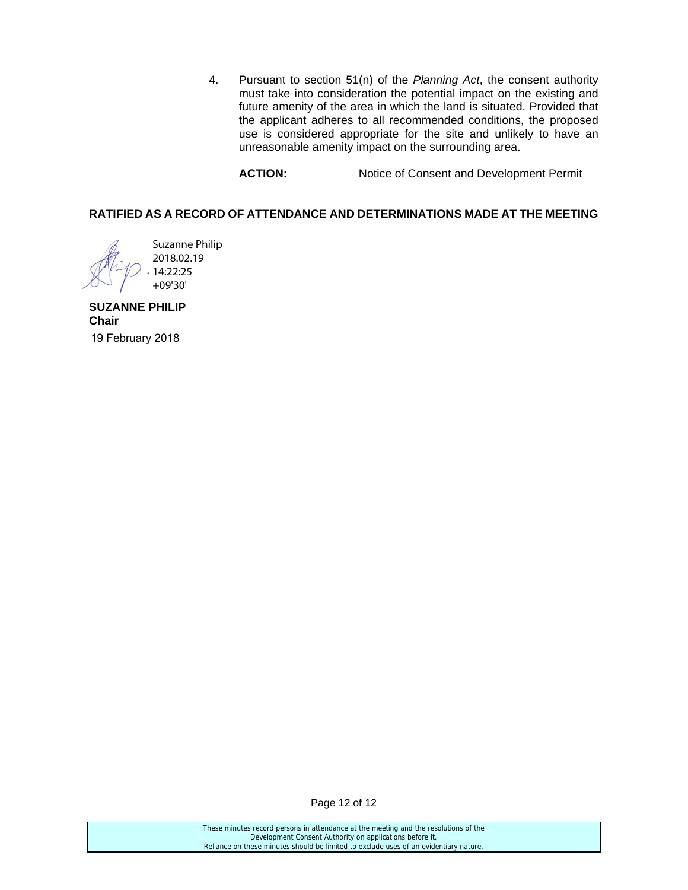4. Pursuant to section 51(n) of the *Planning Act*, the consent authority must take into consideration the potential impact on the existing and future amenity of the area in which the land is situated. Provided that the applicant adheres to all recommended conditions, the proposed use is considered appropriate for the site and unlikely to have an unreasonable amenity impact on the surrounding area.

**ACTION:** Notice of Consent and Development Permit

**RATIFIED AS A RECORD OF ATTENDANCE AND DETERMINATIONS MADE AT THE MEETING**

Suzanne Philip
2018.02.19
14:22:25
+09'30'

**SUZANNE PHILIP**
**Chair**
19 February 2018

These minutes record persons in attendance at the meeting and the resolutions of the Development Consent Authority on applications before it.
Reliance on these minutes should be limited to exclude uses of an evidentiary nature.